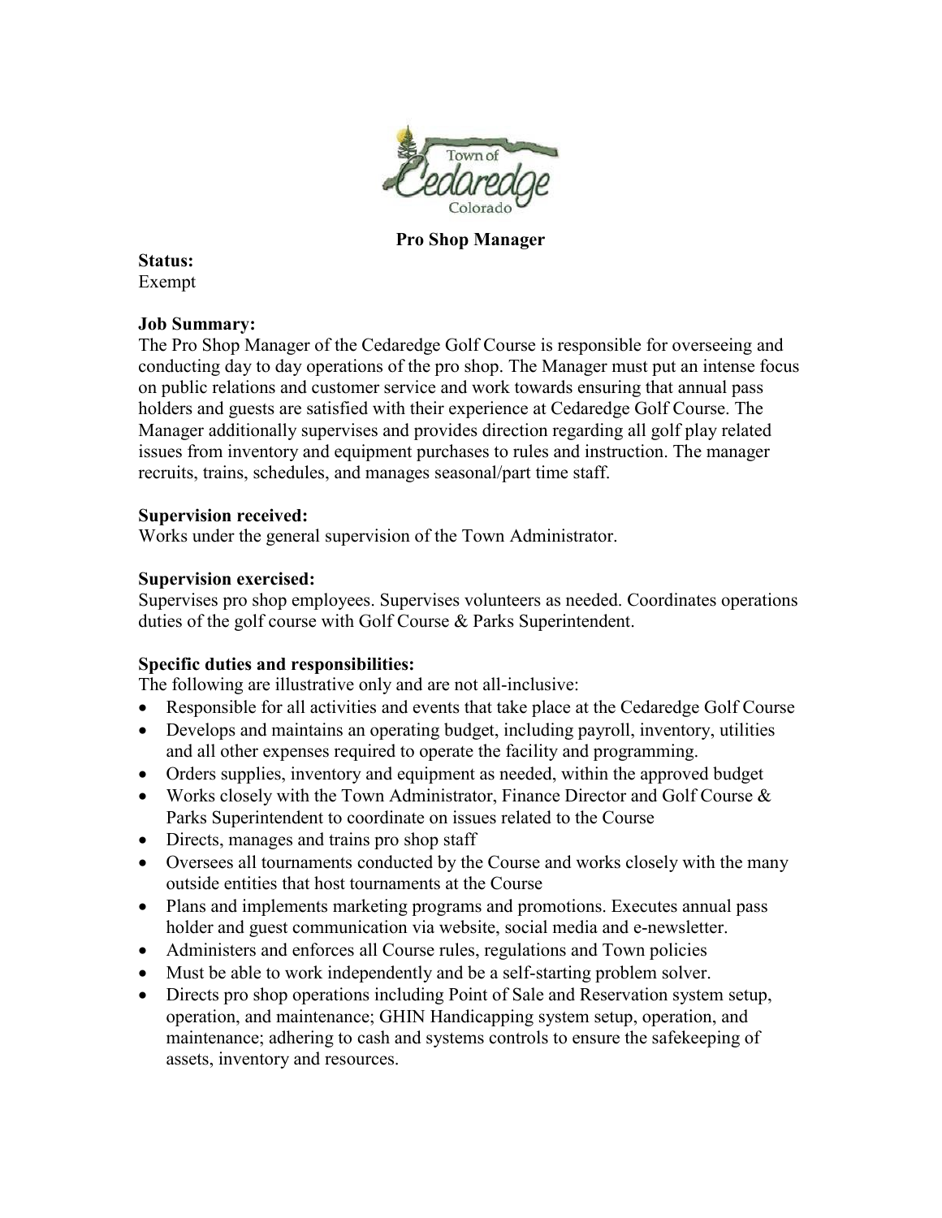# Pro Shop Manager

**Status:**
Exempt

**Job Summary:**
The Pro Shop Manager of the Cedaredge Golf Course is responsible for overseeing and conducting day to day operations of the pro shop. The Manager must put an intense focus on public relations and customer service and work towards ensuring that annual pass holders and guests are satisfied with their experience at Cedaredge Golf Course. The Manager additionally supervises and provides direction regarding all golf play related issues from inventory and equipment purchases to rules and instruction. The manager recruits, trains, schedules, and manages seasonal/part time staff.

**Supervision received:**
Works under the general supervision of the Town Administrator.

**Supervision exercised:**
Supervises pro shop employees. Supervises volunteers as needed. Coordinates operations duties of the golf course with Golf Course & Parks Superintendent.

**Specific duties and responsibilities:**
The following are illustrative only and are not all-inclusive:

- Responsible for all activities and events that take place at the Cedaredge Golf Course
- Develops and maintains an operating budget, including payroll, inventory, utilities and all other expenses required to operate the facility and programming.
- Orders supplies, inventory and equipment as needed, within the approved budget
- Works closely with the Town Administrator, Finance Director and Golf Course & Parks Superintendent to coordinate on issues related to the Course
- Directs, manages and trains pro shop staff
- Oversees all tournaments conducted by the Course and works closely with the many outside entities that host tournaments at the Course
- Plans and implements marketing programs and promotions. Executes annual pass holder and guest communication via website, social media and e-newsletter.
- Administers and enforces all Course rules, regulations and Town policies
- Must be able to work independently and be a self-starting problem solver.
- Directs pro shop operations including Point of Sale and Reservation system setup, operation, and maintenance; GHIN Handicapping system setup, operation, and maintenance; adhering to cash and systems controls to ensure the safekeeping of assets, inventory and resources.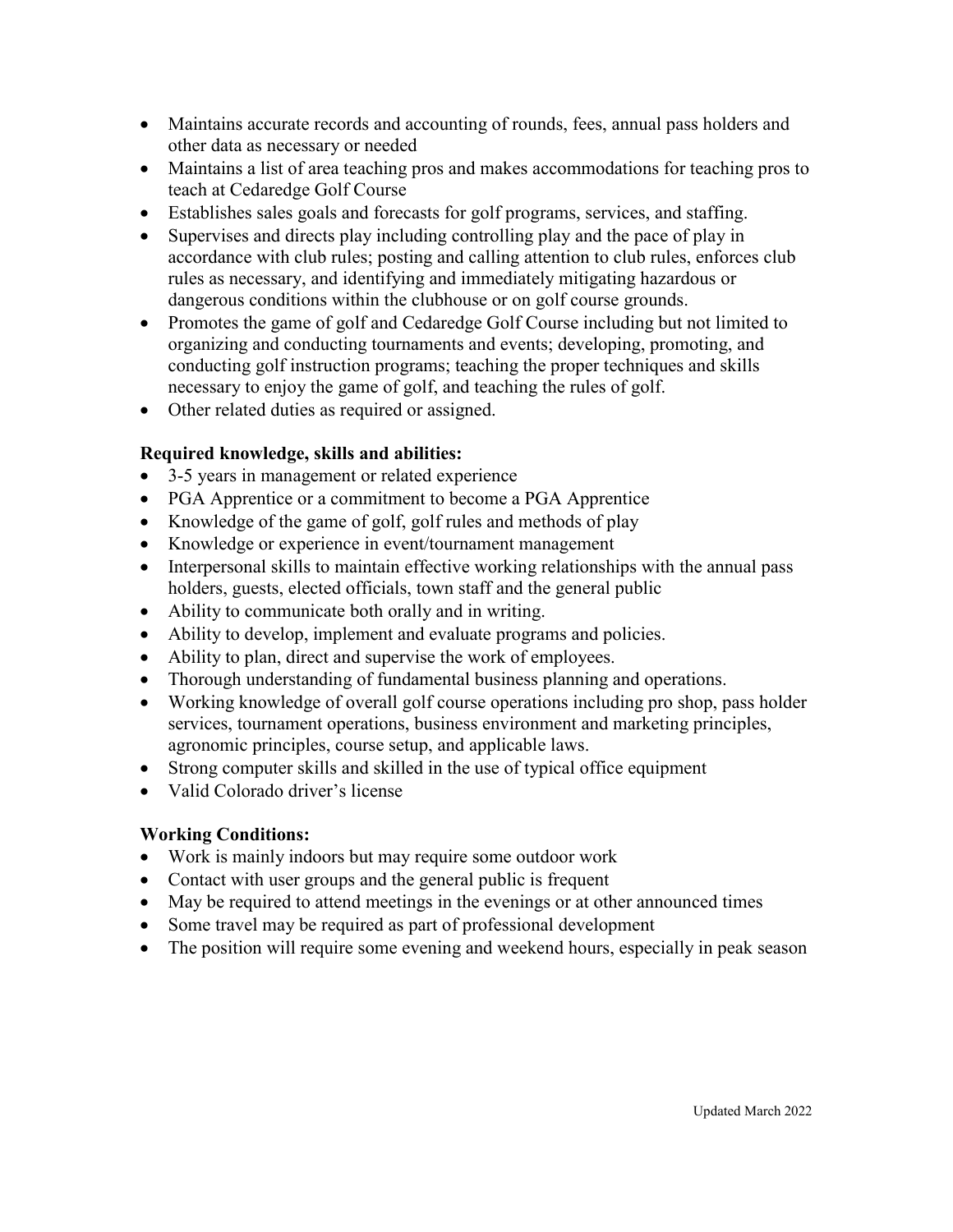- Maintains accurate records and accounting of rounds, fees, annual pass holders and other data as necessary or needed
- Maintains a list of area teaching pros and makes accommodations for teaching pros to teach at Cedaredge Golf Course
- Establishes sales goals and forecasts for golf programs, services, and staffing.
- Supervises and directs play including controlling play and the pace of play in accordance with club rules; posting and calling attention to club rules, enforces club rules as necessary, and identifying and immediately mitigating hazardous or dangerous conditions within the clubhouse or on golf course grounds.
- Promotes the game of golf and Cedaredge Golf Course including but not limited to organizing and conducting tournaments and events; developing, promoting, and conducting golf instruction programs; teaching the proper techniques and skills necessary to enjoy the game of golf, and teaching the rules of golf.
- Other related duties as required or assigned.

**Required knowledge, skills and abilities:**

- 3-5 years in management or related experience
- PGA Apprentice or a commitment to become a PGA Apprentice
- Knowledge of the game of golf, golf rules and methods of play
- Knowledge or experience in event/tournament management
- Interpersonal skills to maintain effective working relationships with the annual pass holders, guests, elected officials, town staff and the general public
- Ability to communicate both orally and in writing.
- Ability to develop, implement and evaluate programs and policies.
- Ability to plan, direct and supervise the work of employees.
- Thorough understanding of fundamental business planning and operations.
- Working knowledge of overall golf course operations including pro shop, pass holder services, tournament operations, business environment and marketing principles, agronomic principles, course setup, and applicable laws.
- Strong computer skills and skilled in the use of typical office equipment
- Valid Colorado driver's license

**Working Conditions:**

- Work is mainly indoors but may require some outdoor work
- Contact with user groups and the general public is frequent
- May be required to attend meetings in the evenings or at other announced times
- Some travel may be required as part of professional development
- The position will require some evening and weekend hours, especially in peak season

Updated March 2022